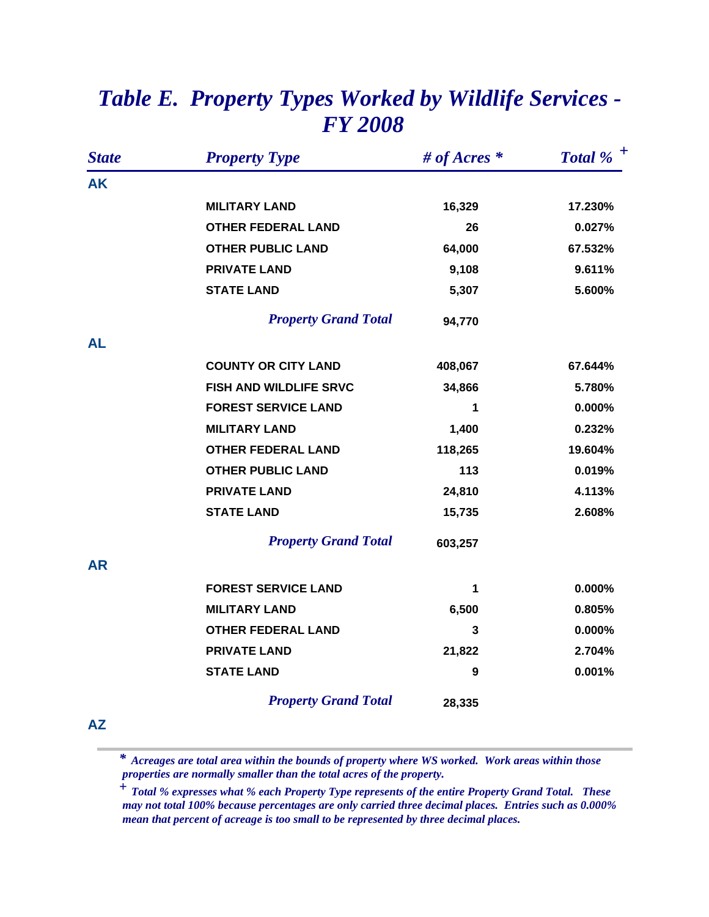# Table E. Property Types Worked by Wildlife Services - FY 2008

| State | Property Type | # of Acres * | Total % + |
|---|---|---|---|
| AK | | | |
| | MILITARY LAND | 16,329 | 17.230% |
| | OTHER FEDERAL LAND | 26 | 0.027% |
| | OTHER PUBLIC LAND | 64,000 | 67.532% |
| | PRIVATE LAND | 9,108 | 9.611% |
| | STATE LAND | 5,307 | 5.600% |
| | *Property Grand Total* | 94,770 | |
| AL | | | |
| | COUNTY OR CITY LAND | 408,067 | 67.644% |
| | FISH AND WILDLIFE SRVC | 34,866 | 5.780% |
| | FOREST SERVICE LAND | 1 | 0.000% |
| | MILITARY LAND | 1,400 | 0.232% |
| | OTHER FEDERAL LAND | 118,265 | 19.604% |
| | OTHER PUBLIC LAND | 113 | 0.019% |
| | PRIVATE LAND | 24,810 | 4.113% |
| | STATE LAND | 15,735 | 2.608% |
| | *Property Grand Total* | 603,257 | |
| AR | | | |
| | FOREST SERVICE LAND | 1 | 0.000% |
| | MILITARY LAND | 6,500 | 0.805% |
| | OTHER FEDERAL LAND | 3 | 0.000% |
| | PRIVATE LAND | 21,822 | 2.704% |
| | STATE LAND | 9 | 0.001% |
| | *Property Grand Total* | 28,335 | |
| AZ | | | |

*\* Acreages are total area within the bounds of property where WS worked. Work areas within those properties are normally smaller than the total acres of the property.*

*+ Total % expresses what % each Property Type represents of the entire Property Grand Total. These may not total 100% because percentages are only carried three decimal places. Entries such as 0.000% mean that percent of acreage is too small to be represented by three decimal places.*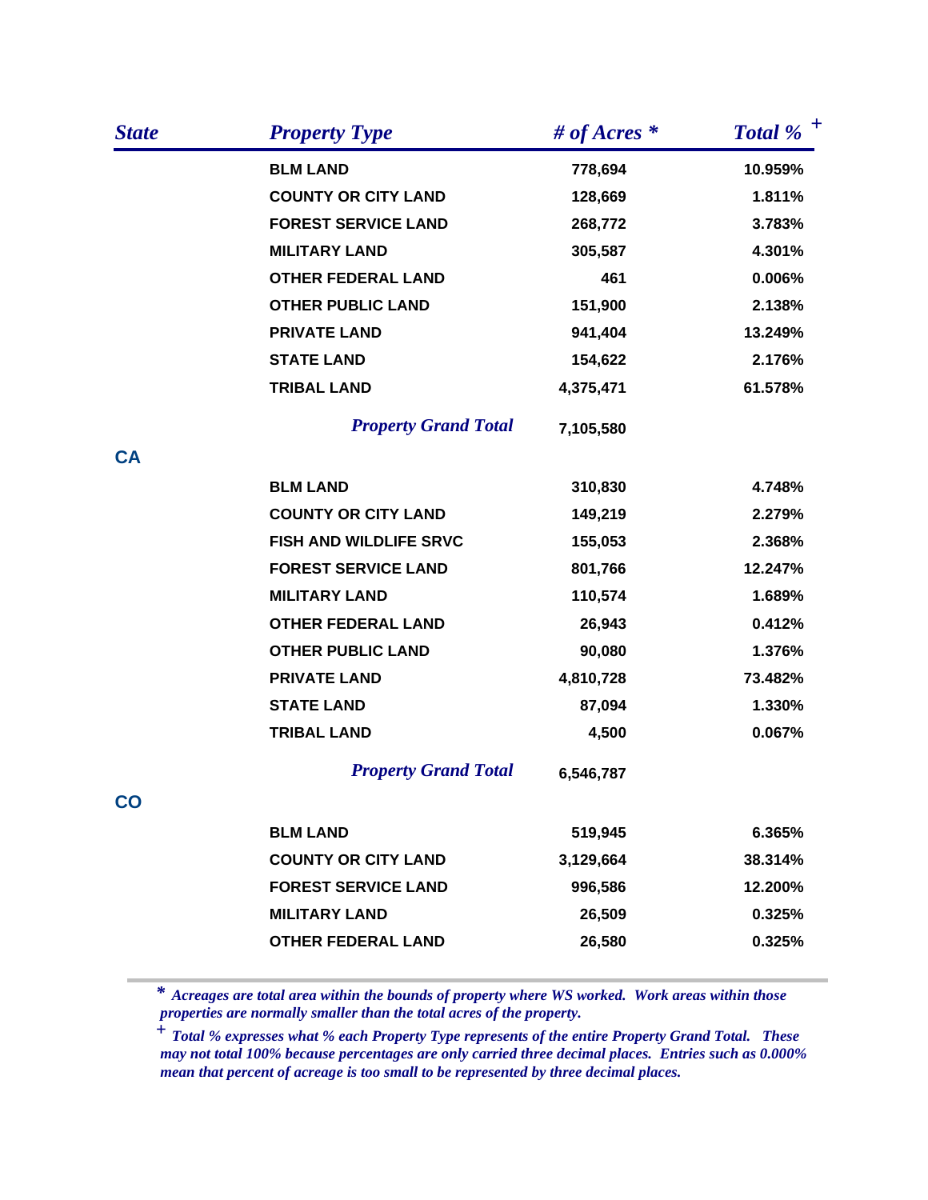| State | Property Type | # of Acres * | Total % + |
|---|---|---|---|
| | BLM LAND | 778,694 | 10.959% |
| | COUNTY OR CITY LAND | 128,669 | 1.811% |
| | FOREST SERVICE LAND | 268,772 | 3.783% |
| | MILITARY LAND | 305,587 | 4.301% |
| | OTHER FEDERAL LAND | 461 | 0.006% |
| | OTHER PUBLIC LAND | 151,900 | 2.138% |
| | PRIVATE LAND | 941,404 | 13.249% |
| | STATE LAND | 154,622 | 2.176% |
| | TRIBAL LAND | 4,375,471 | 61.578% |
| | *Property Grand Total* | 7,105,580 | |
| CA | | | |
| | BLM LAND | 310,830 | 4.748% |
| | COUNTY OR CITY LAND | 149,219 | 2.279% |
| | FISH AND WILDLIFE SRVC | 155,053 | 2.368% |
| | FOREST SERVICE LAND | 801,766 | 12.247% |
| | MILITARY LAND | 110,574 | 1.689% |
| | OTHER FEDERAL LAND | 26,943 | 0.412% |
| | OTHER PUBLIC LAND | 90,080 | 1.376% |
| | PRIVATE LAND | 4,810,728 | 73.482% |
| | STATE LAND | 87,094 | 1.330% |
| | TRIBAL LAND | 4,500 | 0.067% |
| | *Property Grand Total* | 6,546,787 | |
| CO | | | |
| | BLM LAND | 519,945 | 6.365% |
| | COUNTY OR CITY LAND | 3,129,664 | 38.314% |
| | FOREST SERVICE LAND | 996,586 | 12.200% |
| | MILITARY LAND | 26,509 | 0.325% |
| | OTHER FEDERAL LAND | 26,580 | 0.325% |

*\* Acreages are total area within the bounds of property where WS worked. Work areas within those properties are normally smaller than the total acres of the property.*

*+ Total % expresses what % each Property Type represents of the entire Property Grand Total. These may not total 100% because percentages are only carried three decimal places. Entries such as 0.000% mean that percent of acreage is too small to be represented by three decimal places.*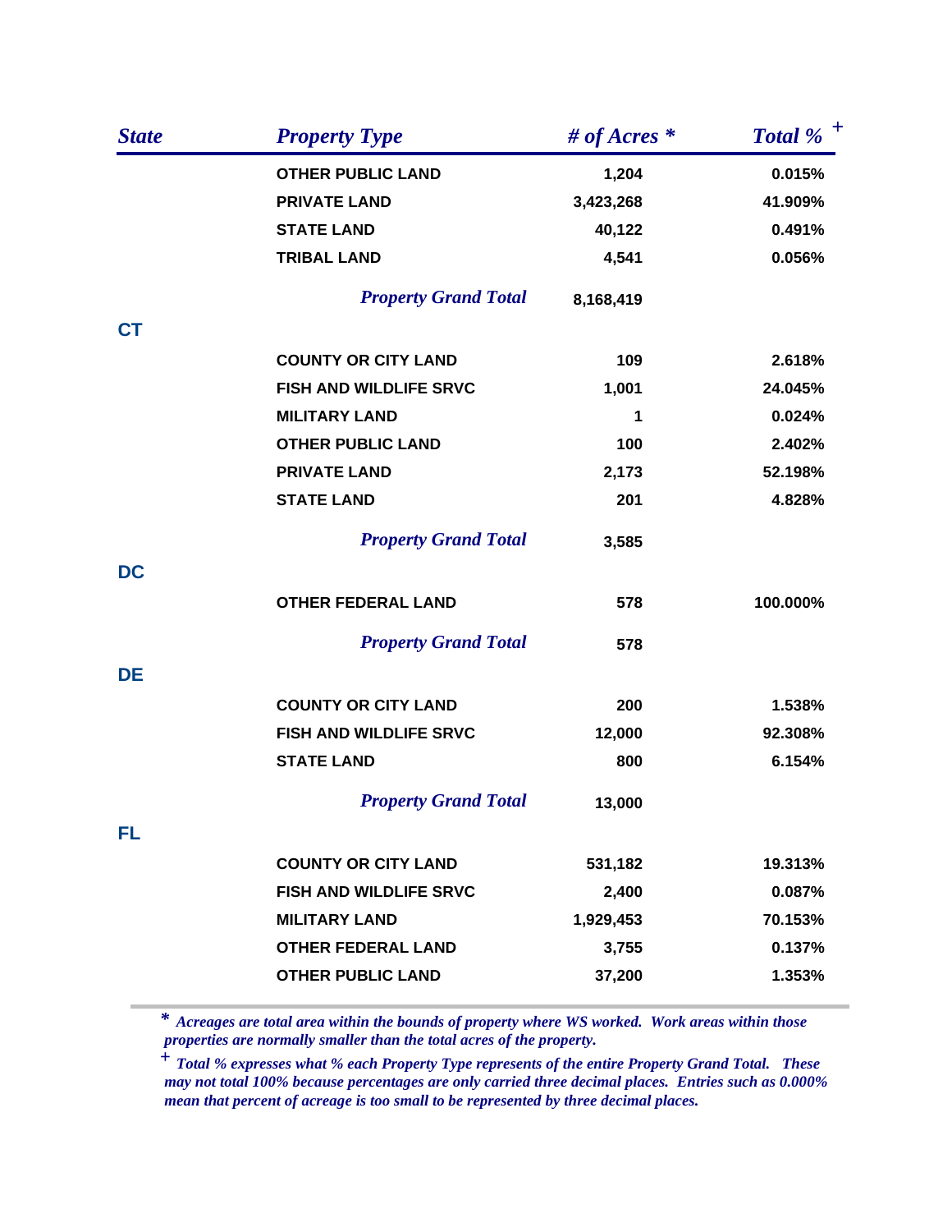| State | Property Type | # of Acres * | Total % + |
|---|---|---|---|
| | OTHER PUBLIC LAND | 1,204 | 0.015% |
| | PRIVATE LAND | 3,423,268 | 41.909% |
| | STATE LAND | 40,122 | 0.491% |
| | TRIBAL LAND | 4,541 | 0.056% |
| | *Property Grand Total* | 8,168,419 | |
| CT | | | |
| | COUNTY OR CITY LAND | 109 | 2.618% |
| | FISH AND WILDLIFE SRVC | 1,001 | 24.045% |
| | MILITARY LAND | 1 | 0.024% |
| | OTHER PUBLIC LAND | 100 | 2.402% |
| | PRIVATE LAND | 2,173 | 52.198% |
| | STATE LAND | 201 | 4.828% |
| | *Property Grand Total* | 3,585 | |
| DC | | | |
| | OTHER FEDERAL LAND | 578 | 100.000% |
| | *Property Grand Total* | 578 | |
| DE | | | |
| | COUNTY OR CITY LAND | 200 | 1.538% |
| | FISH AND WILDLIFE SRVC | 12,000 | 92.308% |
| | STATE LAND | 800 | 6.154% |
| | *Property Grand Total* | 13,000 | |
| FL | | | |
| | COUNTY OR CITY LAND | 531,182 | 19.313% |
| | FISH AND WILDLIFE SRVC | 2,400 | 0.087% |
| | MILITARY LAND | 1,929,453 | 70.153% |
| | OTHER FEDERAL LAND | 3,755 | 0.137% |
| | OTHER PUBLIC LAND | 37,200 | 1.353% |

\* *Acreages are total area within the bounds of property where WS worked. Work areas within those properties are normally smaller than the total acres of the property.*

\+ *Total % expresses what % each Property Type represents of the entire Property Grand Total. These may not total 100% because percentages are only carried three decimal places. Entries such as 0.000% mean that percent of acreage is too small to be represented by three decimal places.*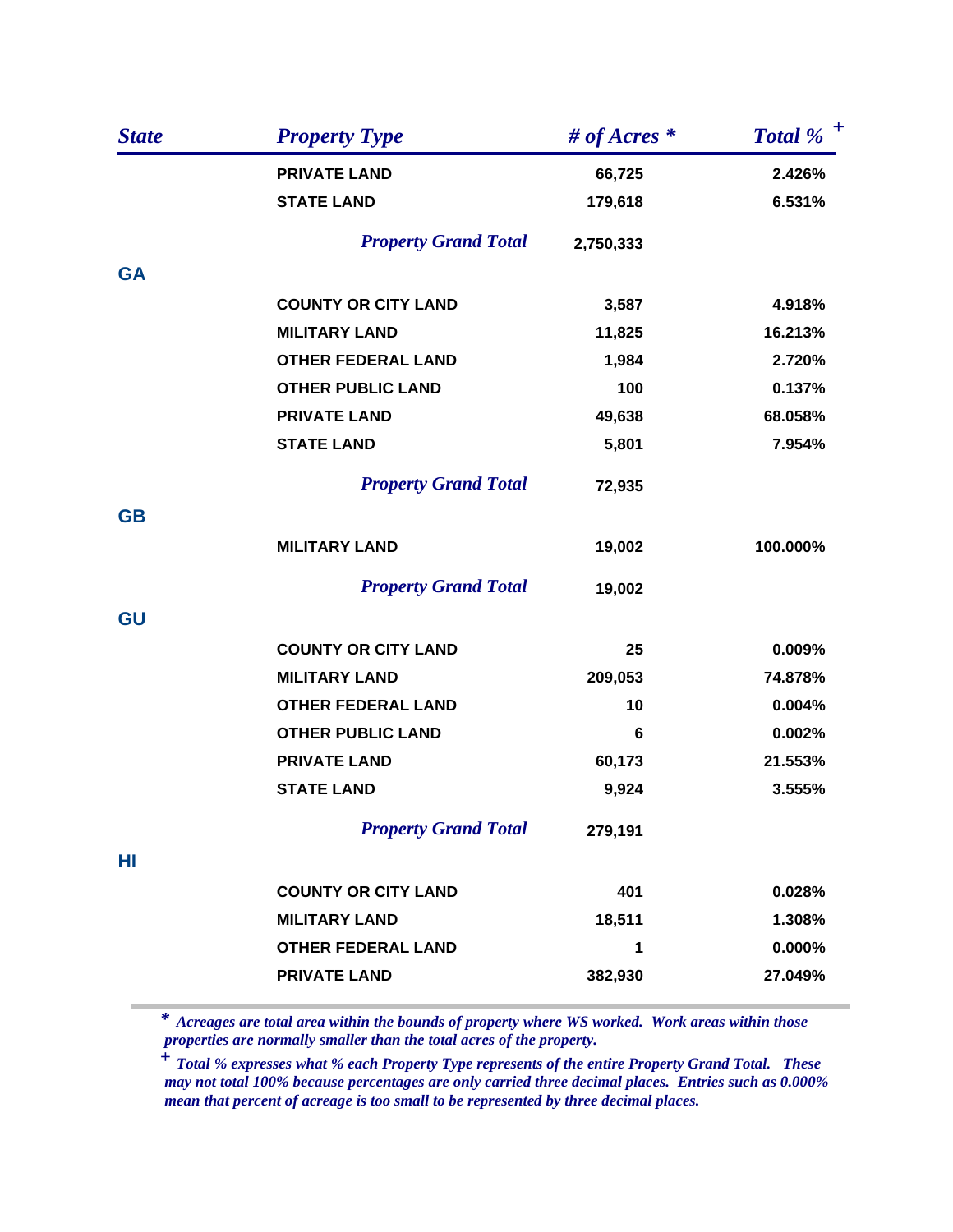| State | Property Type | # of Acres * | Total % + |
|---|---|---|---|
| | PRIVATE LAND | 66,725 | 2.426% |
| | STATE LAND | 179,618 | 6.531% |
| | *Property Grand Total* | 2,750,333 | |
| **GA** | | | |
| | COUNTY OR CITY LAND | 3,587 | 4.918% |
| | MILITARY LAND | 11,825 | 16.213% |
| | OTHER FEDERAL LAND | 1,984 | 2.720% |
| | OTHER PUBLIC LAND | 100 | 0.137% |
| | PRIVATE LAND | 49,638 | 68.058% |
| | STATE LAND | 5,801 | 7.954% |
| | *Property Grand Total* | 72,935 | |
| **GB** | | | |
| | MILITARY LAND | 19,002 | 100.000% |
| | *Property Grand Total* | 19,002 | |
| **GU** | | | |
| | COUNTY OR CITY LAND | 25 | 0.009% |
| | MILITARY LAND | 209,053 | 74.878% |
| | OTHER FEDERAL LAND | 10 | 0.004% |
| | OTHER PUBLIC LAND | 6 | 0.002% |
| | PRIVATE LAND | 60,173 | 21.553% |
| | STATE LAND | 9,924 | 3.555% |
| | *Property Grand Total* | 279,191 | |
| **HI** | | | |
| | COUNTY OR CITY LAND | 401 | 0.028% |
| | MILITARY LAND | 18,511 | 1.308% |
| | OTHER FEDERAL LAND | 1 | 0.000% |
| | PRIVATE LAND | 382,930 | 27.049% |

*\* Acreages are total area within the bounds of property where WS worked. Work areas within those properties are normally smaller than the total acres of the property.*

*+ Total % expresses what % each Property Type represents of the entire Property Grand Total. These may not total 100% because percentages are only carried three decimal places. Entries such as 0.000% mean that percent of acreage is too small to be represented by three decimal places.*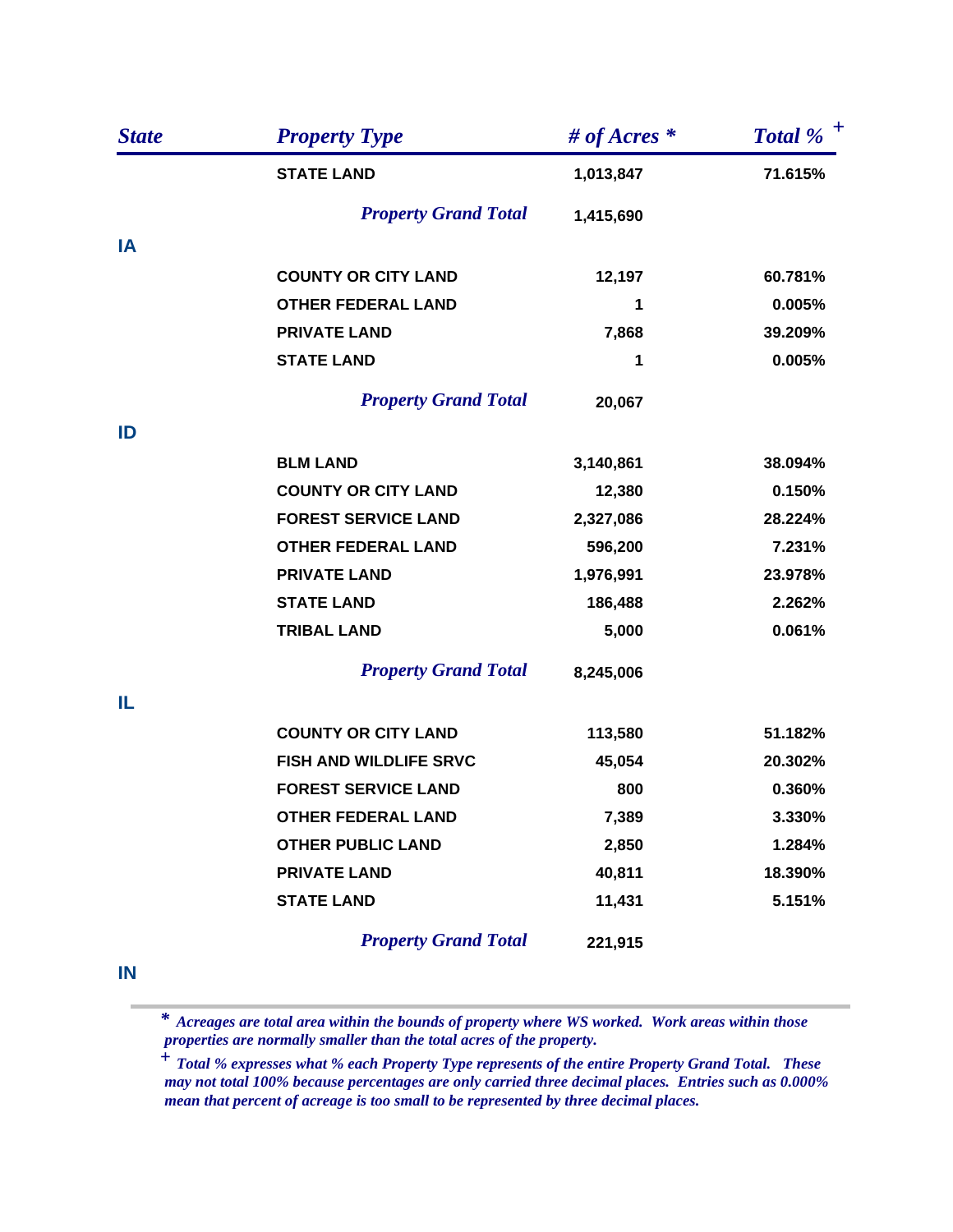| State | Property Type | # of Acres * | Total % + |
|---|---|---|---|
| | STATE LAND | 1,013,847 | 71.615% |
| | *Property Grand Total* | 1,415,690 | |
| IA | | | |
| | COUNTY OR CITY LAND | 12,197 | 60.781% |
| | OTHER FEDERAL LAND | 1 | 0.005% |
| | PRIVATE LAND | 7,868 | 39.209% |
| | STATE LAND | 1 | 0.005% |
| | *Property Grand Total* | 20,067 | |
| ID | | | |
| | BLM LAND | 3,140,861 | 38.094% |
| | COUNTY OR CITY LAND | 12,380 | 0.150% |
| | FOREST SERVICE LAND | 2,327,086 | 28.224% |
| | OTHER FEDERAL LAND | 596,200 | 7.231% |
| | PRIVATE LAND | 1,976,991 | 23.978% |
| | STATE LAND | 186,488 | 2.262% |
| | TRIBAL LAND | 5,000 | 0.061% |
| | *Property Grand Total* | 8,245,006 | |
| IL | | | |
| | COUNTY OR CITY LAND | 113,580 | 51.182% |
| | FISH AND WILDLIFE SRVC | 45,054 | 20.302% |
| | FOREST SERVICE LAND | 800 | 0.360% |
| | OTHER FEDERAL LAND | 7,389 | 3.330% |
| | OTHER PUBLIC LAND | 2,850 | 1.284% |
| | PRIVATE LAND | 40,811 | 18.390% |
| | STATE LAND | 11,431 | 5.151% |
| | *Property Grand Total* | 221,915 | |
| IN | | | |

*\* Acreages are total area within the bounds of property where WS worked. Work areas within those properties are normally smaller than the total acres of the property.*

*+ Total % expresses what % each Property Type represents of the entire Property Grand Total. These may not total 100% because percentages are only carried three decimal places. Entries such as 0.000% mean that percent of acreage is too small to be represented by three decimal places.*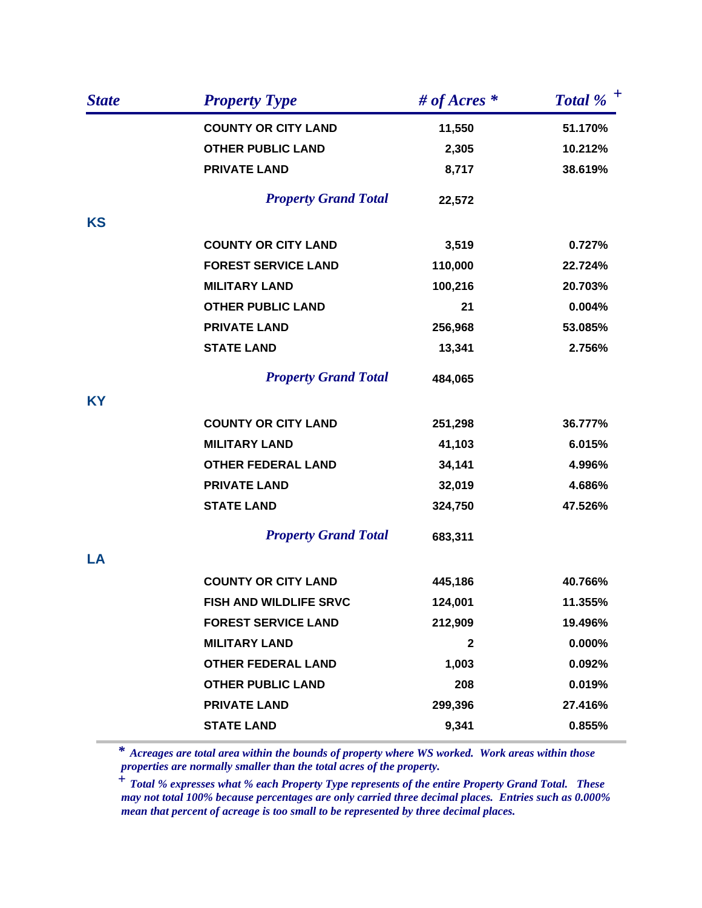| State | Property Type | # of Acres * | Total % + |
|---|---|---|---|
| | COUNTY OR CITY LAND | 11,550 | 51.170% |
| | OTHER PUBLIC LAND | 2,305 | 10.212% |
| | PRIVATE LAND | 8,717 | 38.619% |
| | *Property Grand Total* | 22,572 | |
| KS | | | |
| | COUNTY OR CITY LAND | 3,519 | 0.727% |
| | FOREST SERVICE LAND | 110,000 | 22.724% |
| | MILITARY LAND | 100,216 | 20.703% |
| | OTHER PUBLIC LAND | 21 | 0.004% |
| | PRIVATE LAND | 256,968 | 53.085% |
| | STATE LAND | 13,341 | 2.756% |
| | *Property Grand Total* | 484,065 | |
| KY | | | |
| | COUNTY OR CITY LAND | 251,298 | 36.777% |
| | MILITARY LAND | 41,103 | 6.015% |
| | OTHER FEDERAL LAND | 34,141 | 4.996% |
| | PRIVATE LAND | 32,019 | 4.686% |
| | STATE LAND | 324,750 | 47.526% |
| | *Property Grand Total* | 683,311 | |
| LA | | | |
| | COUNTY OR CITY LAND | 445,186 | 40.766% |
| | FISH AND WILDLIFE SRVC | 124,001 | 11.355% |
| | FOREST SERVICE LAND | 212,909 | 19.496% |
| | MILITARY LAND | 2 | 0.000% |
| | OTHER FEDERAL LAND | 1,003 | 0.092% |
| | OTHER PUBLIC LAND | 208 | 0.019% |
| | PRIVATE LAND | 299,396 | 27.416% |
| | STATE LAND | 9,341 | 0.855% |

*\* Acreages are total area within the bounds of property where WS worked. Work areas within those properties are normally smaller than the total acres of the property.*

*+ Total % expresses what % each Property Type represents of the entire Property Grand Total. These may not total 100% because percentages are only carried three decimal places. Entries such as 0.000% mean that percent of acreage is too small to be represented by three decimal places.*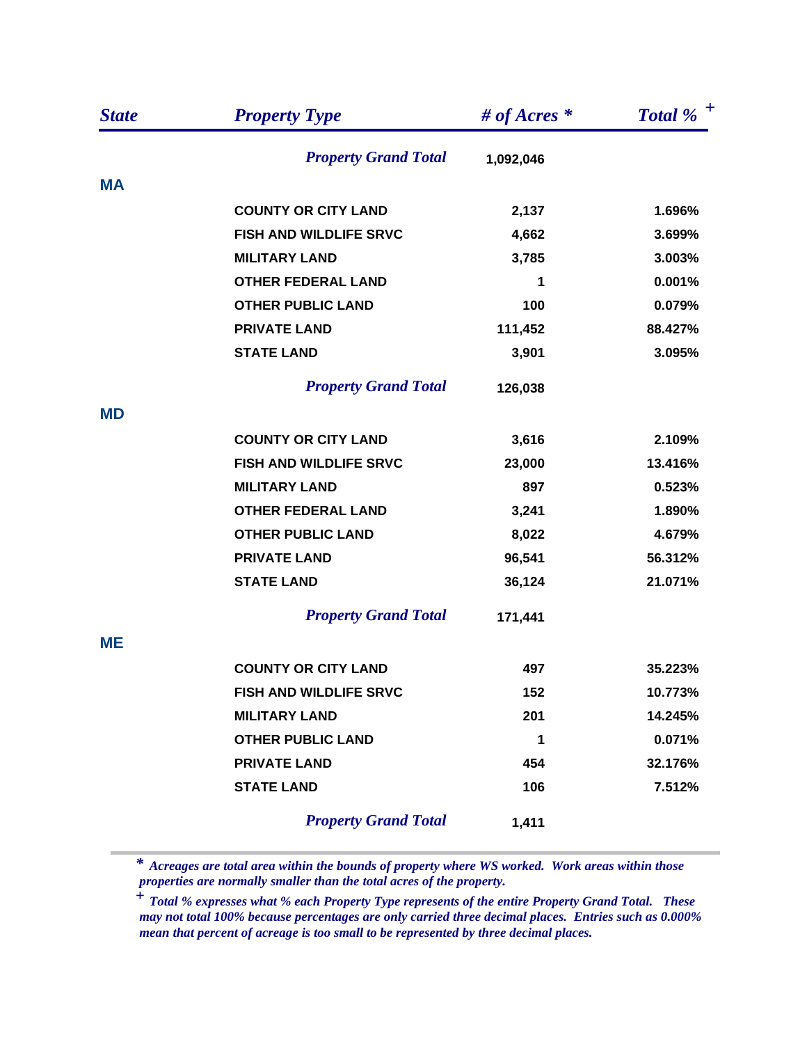| State | Property Type | # of Acres * | Total % + |
|---|---|---|---|
| | *Property Grand Total* | 1,092,046 | |
| **MA** | | | |
| | COUNTY OR CITY LAND | 2,137 | 1.696% |
| | FISH AND WILDLIFE SRVC | 4,662 | 3.699% |
| | MILITARY LAND | 3,785 | 3.003% |
| | OTHER FEDERAL LAND | 1 | 0.001% |
| | OTHER PUBLIC LAND | 100 | 0.079% |
| | PRIVATE LAND | 111,452 | 88.427% |
| | STATE LAND | 3,901 | 3.095% |
| | *Property Grand Total* | 126,038 | |
| **MD** | | | |
| | COUNTY OR CITY LAND | 3,616 | 2.109% |
| | FISH AND WILDLIFE SRVC | 23,000 | 13.416% |
| | MILITARY LAND | 897 | 0.523% |
| | OTHER FEDERAL LAND | 3,241 | 1.890% |
| | OTHER PUBLIC LAND | 8,022 | 4.679% |
| | PRIVATE LAND | 96,541 | 56.312% |
| | STATE LAND | 36,124 | 21.071% |
| | *Property Grand Total* | 171,441 | |
| **ME** | | | |
| | COUNTY OR CITY LAND | 497 | 35.223% |
| | FISH AND WILDLIFE SRVC | 152 | 10.773% |
| | MILITARY LAND | 201 | 14.245% |
| | OTHER PUBLIC LAND | 1 | 0.071% |
| | PRIVATE LAND | 454 | 32.176% |
| | STATE LAND | 106 | 7.512% |
| | *Property Grand Total* | 1,411 | |

*\* Acreages are total area within the bounds of property where WS worked. Work areas within those properties are normally smaller than the total acres of the property.*

*+ Total % expresses what % each Property Type represents of the entire Property Grand Total. These may not total 100% because percentages are only carried three decimal places. Entries such as 0.000% mean that percent of acreage is too small to be represented by three decimal places.*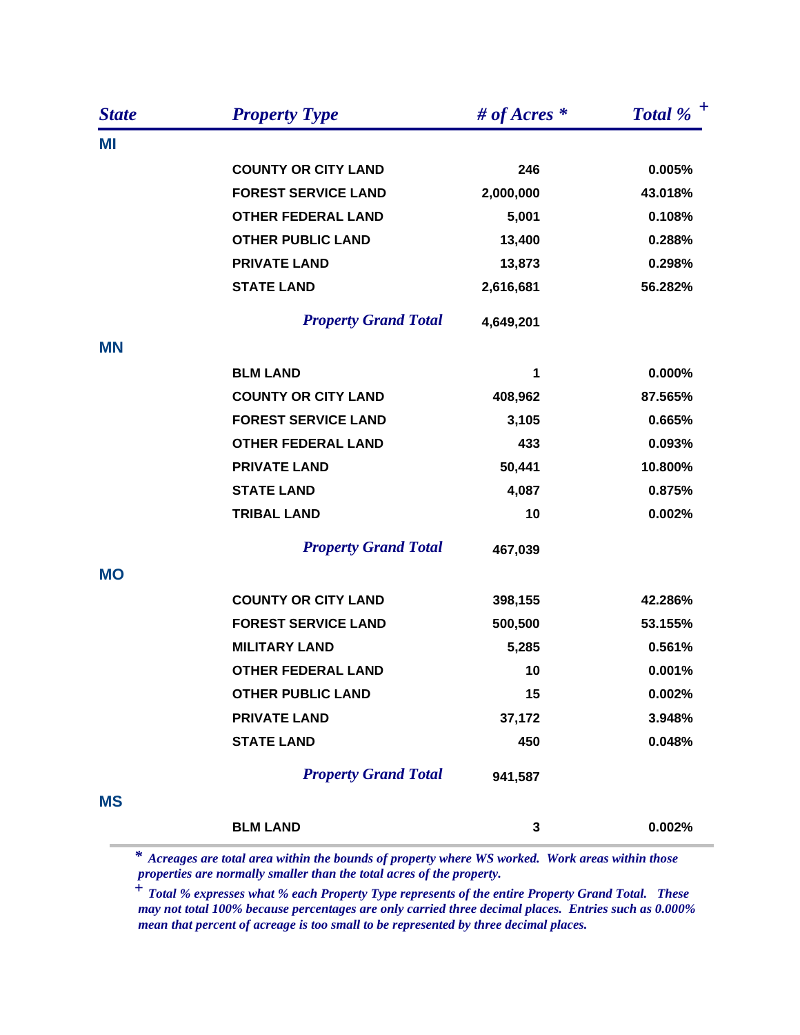| State | Property Type | # of Acres * | Total % + |
|---|---|---|---|
| **MI** | | | |
| | COUNTY OR CITY LAND | 246 | 0.005% |
| | FOREST SERVICE LAND | 2,000,000 | 43.018% |
| | OTHER FEDERAL LAND | 5,001 | 0.108% |
| | OTHER PUBLIC LAND | 13,400 | 0.288% |
| | PRIVATE LAND | 13,873 | 0.298% |
| | STATE LAND | 2,616,681 | 56.282% |
| | *Property Grand Total* | 4,649,201 | |
| **MN** | | | |
| | BLM LAND | 1 | 0.000% |
| | COUNTY OR CITY LAND | 408,962 | 87.565% |
| | FOREST SERVICE LAND | 3,105 | 0.665% |
| | OTHER FEDERAL LAND | 433 | 0.093% |
| | PRIVATE LAND | 50,441 | 10.800% |
| | STATE LAND | 4,087 | 0.875% |
| | TRIBAL LAND | 10 | 0.002% |
| | *Property Grand Total* | 467,039 | |
| **MO** | | | |
| | COUNTY OR CITY LAND | 398,155 | 42.286% |
| | FOREST SERVICE LAND | 500,500 | 53.155% |
| | MILITARY LAND | 5,285 | 0.561% |
| | OTHER FEDERAL LAND | 10 | 0.001% |
| | OTHER PUBLIC LAND | 15 | 0.002% |
| | PRIVATE LAND | 37,172 | 3.948% |
| | STATE LAND | 450 | 0.048% |
| | *Property Grand Total* | 941,587 | |
| **MS** | | | |
| | BLM LAND | 3 | 0.002% |

*\* Acreages are total area within the bounds of property where WS worked. Work areas within those properties are normally smaller than the total acres of the property.*

*+ Total % expresses what % each Property Type represents of the entire Property Grand Total. These may not total 100% because percentages are only carried three decimal places. Entries such as 0.000% mean that percent of acreage is too small to be represented by three decimal places.*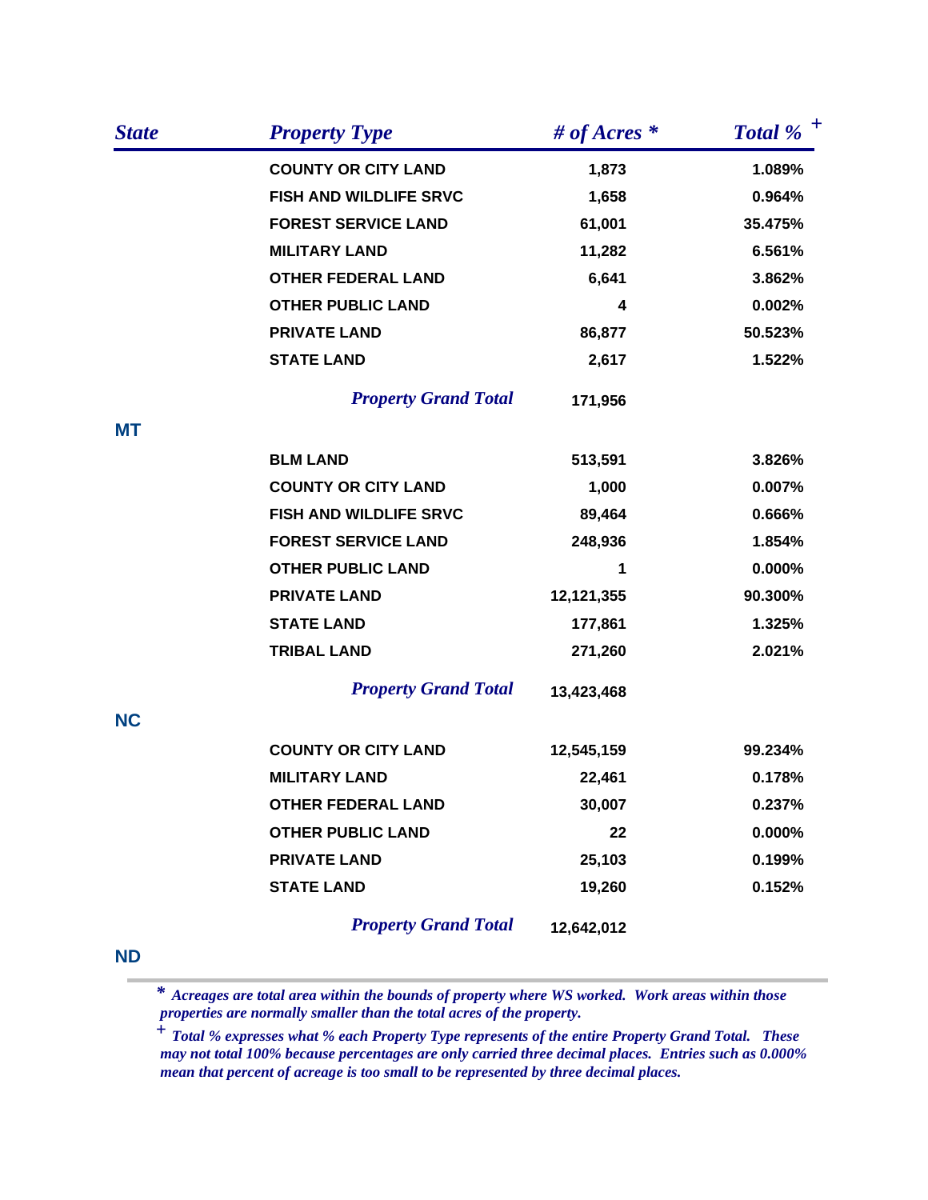| State | Property Type | # of Acres * | Total % + |
|---|---|---|---|
| | COUNTY OR CITY LAND | 1,873 | 1.089% |
| | FISH AND WILDLIFE SRVC | 1,658 | 0.964% |
| | FOREST SERVICE LAND | 61,001 | 35.475% |
| | MILITARY LAND | 11,282 | 6.561% |
| | OTHER FEDERAL LAND | 6,641 | 3.862% |
| | OTHER PUBLIC LAND | 4 | 0.002% |
| | PRIVATE LAND | 86,877 | 50.523% |
| | STATE LAND | 2,617 | 1.522% |
| | *Property Grand Total* | 171,956 | |
| MT | | | |
| | BLM LAND | 513,591 | 3.826% |
| | COUNTY OR CITY LAND | 1,000 | 0.007% |
| | FISH AND WILDLIFE SRVC | 89,464 | 0.666% |
| | FOREST SERVICE LAND | 248,936 | 1.854% |
| | OTHER PUBLIC LAND | 1 | 0.000% |
| | PRIVATE LAND | 12,121,355 | 90.300% |
| | STATE LAND | 177,861 | 1.325% |
| | TRIBAL LAND | 271,260 | 2.021% |
| | *Property Grand Total* | 13,423,468 | |
| NC | | | |
| | COUNTY OR CITY LAND | 12,545,159 | 99.234% |
| | MILITARY LAND | 22,461 | 0.178% |
| | OTHER FEDERAL LAND | 30,007 | 0.237% |
| | OTHER PUBLIC LAND | 22 | 0.000% |
| | PRIVATE LAND | 25,103 | 0.199% |
| | STATE LAND | 19,260 | 0.152% |
| | *Property Grand Total* | 12,642,012 | |
| ND | | | |

*\* Acreages are total area within the bounds of property where WS worked. Work areas within those properties are normally smaller than the total acres of the property.*

*+ Total % expresses what % each Property Type represents of the entire Property Grand Total. These may not total 100% because percentages are only carried three decimal places. Entries such as 0.000% mean that percent of acreage is too small to be represented by three decimal places.*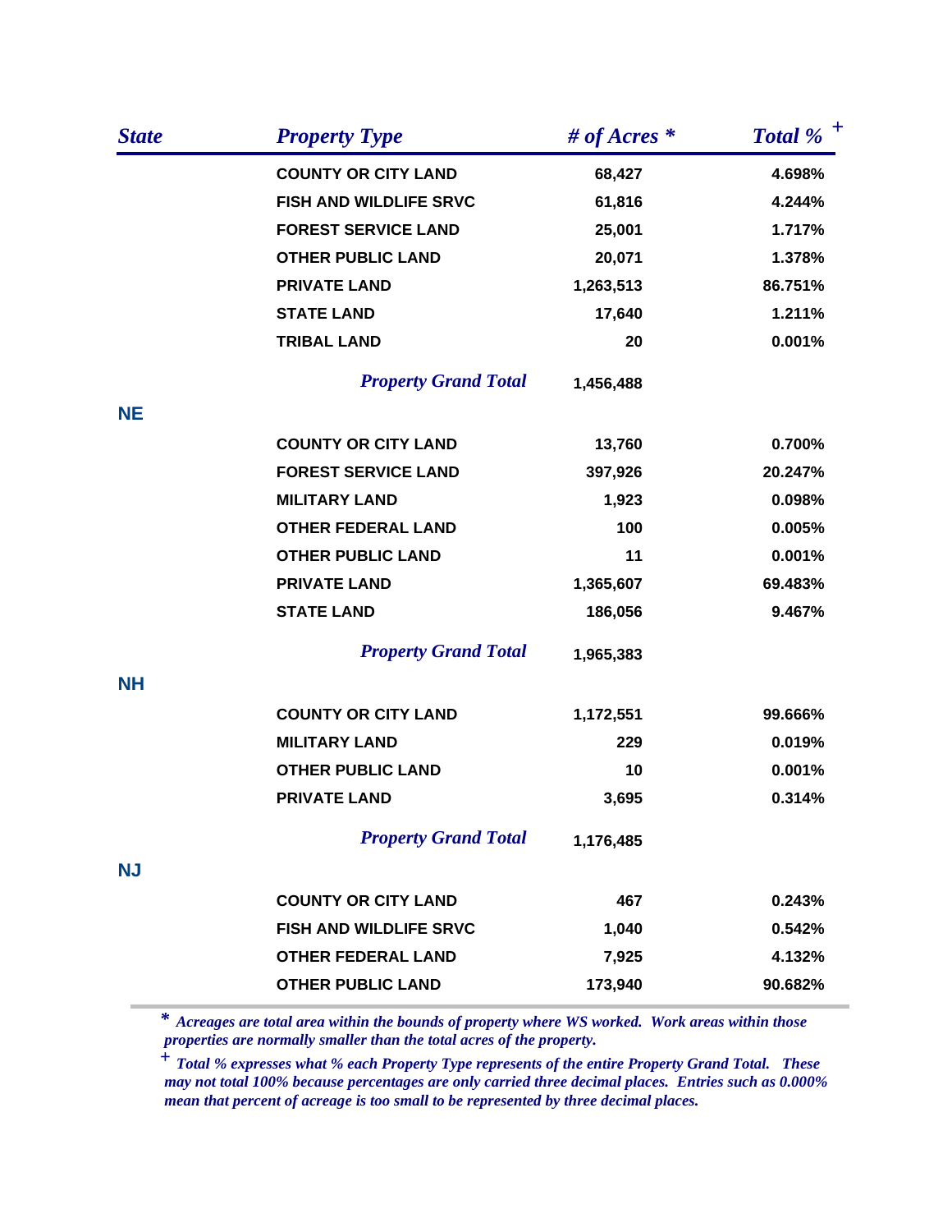| State | Property Type | # of Acres * | Total % + |
|---|---|---|---|
| | COUNTY OR CITY LAND | 68,427 | 4.698% |
| | FISH AND WILDLIFE SRVC | 61,816 | 4.244% |
| | FOREST SERVICE LAND | 25,001 | 1.717% |
| | OTHER PUBLIC LAND | 20,071 | 1.378% |
| | PRIVATE LAND | 1,263,513 | 86.751% |
| | STATE LAND | 17,640 | 1.211% |
| | TRIBAL LAND | 20 | 0.001% |
| | *Property Grand Total* | 1,456,488 | |
| **NE** | | | |
| | COUNTY OR CITY LAND | 13,760 | 0.700% |
| | FOREST SERVICE LAND | 397,926 | 20.247% |
| | MILITARY LAND | 1,923 | 0.098% |
| | OTHER FEDERAL LAND | 100 | 0.005% |
| | OTHER PUBLIC LAND | 11 | 0.001% |
| | PRIVATE LAND | 1,365,607 | 69.483% |
| | STATE LAND | 186,056 | 9.467% |
| | *Property Grand Total* | 1,965,383 | |
| **NH** | | | |
| | COUNTY OR CITY LAND | 1,172,551 | 99.666% |
| | MILITARY LAND | 229 | 0.019% |
| | OTHER PUBLIC LAND | 10 | 0.001% |
| | PRIVATE LAND | 3,695 | 0.314% |
| | *Property Grand Total* | 1,176,485 | |
| **NJ** | | | |
| | COUNTY OR CITY LAND | 467 | 0.243% |
| | FISH AND WILDLIFE SRVC | 1,040 | 0.542% |
| | OTHER FEDERAL LAND | 7,925 | 4.132% |
| | OTHER PUBLIC LAND | 173,940 | 90.682% |

*\* Acreages are total area within the bounds of property where WS worked. Work areas within those properties are normally smaller than the total acres of the property.*

*+ Total % expresses what % each Property Type represents of the entire Property Grand Total. These may not total 100% because percentages are only carried three decimal places. Entries such as 0.000% mean that percent of acreage is too small to be represented by three decimal places.*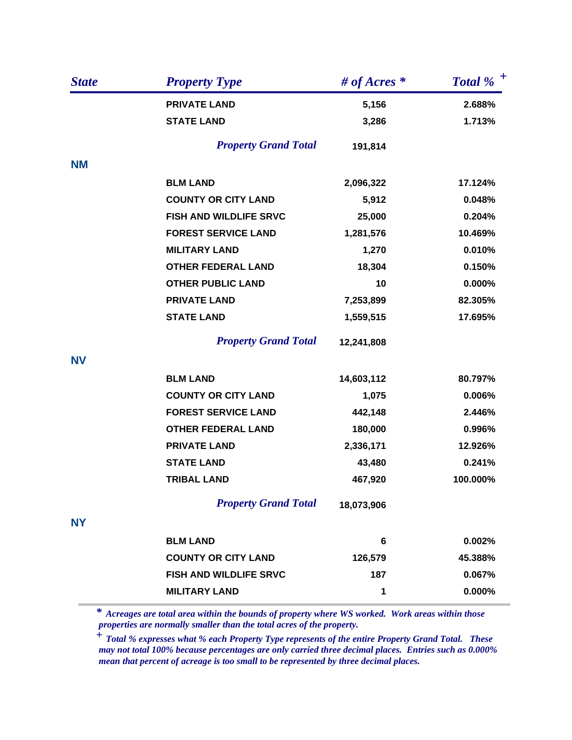| *State* | *Property Type* | *# of Acres ** | *Total % +* |
|---|---|---|---|
| | **PRIVATE LAND** | **5,156** | **2.688%** |
| | **STATE LAND** | **3,286** | **1.713%** |
| | ***Property Grand Total*** | **191,814** | |
| **NM** | | | |
| | **BLM LAND** | **2,096,322** | **17.124%** |
| | **COUNTY OR CITY LAND** | **5,912** | **0.048%** |
| | **FISH AND WILDLIFE SRVC** | **25,000** | **0.204%** |
| | **FOREST SERVICE LAND** | **1,281,576** | **10.469%** |
| | **MILITARY LAND** | **1,270** | **0.010%** |
| | **OTHER FEDERAL LAND** | **18,304** | **0.150%** |
| | **OTHER PUBLIC LAND** | **10** | **0.000%** |
| | **PRIVATE LAND** | **7,253,899** | **82.305%** |
| | **STATE LAND** | **1,559,515** | **17.695%** |
| | ***Property Grand Total*** | **12,241,808** | |
| **NV** | | | |
| | **BLM LAND** | **14,603,112** | **80.797%** |
| | **COUNTY OR CITY LAND** | **1,075** | **0.006%** |
| | **FOREST SERVICE LAND** | **442,148** | **2.446%** |
| | **OTHER FEDERAL LAND** | **180,000** | **0.996%** |
| | **PRIVATE LAND** | **2,336,171** | **12.926%** |
| | **STATE LAND** | **43,480** | **0.241%** |
| | **TRIBAL LAND** | **467,920** | **100.000%** |
| | ***Property Grand Total*** | **18,073,906** | |
| **NY** | | | |
| | **BLM LAND** | **6** | **0.002%** |
| | **COUNTY OR CITY LAND** | **126,579** | **45.388%** |
| | **FISH AND WILDLIFE SRVC** | **187** | **0.067%** |
| | **MILITARY LAND** | **1** | **0.000%** |

*\* Acreages are total area within the bounds of property where WS worked. Work areas within those properties are normally smaller than the total acres of the property.*

*+ Total % expresses what % each Property Type represents of the entire Property Grand Total. These may not total 100% because percentages are only carried three decimal places. Entries such as 0.000% mean that percent of acreage is too small to be represented by three decimal places.*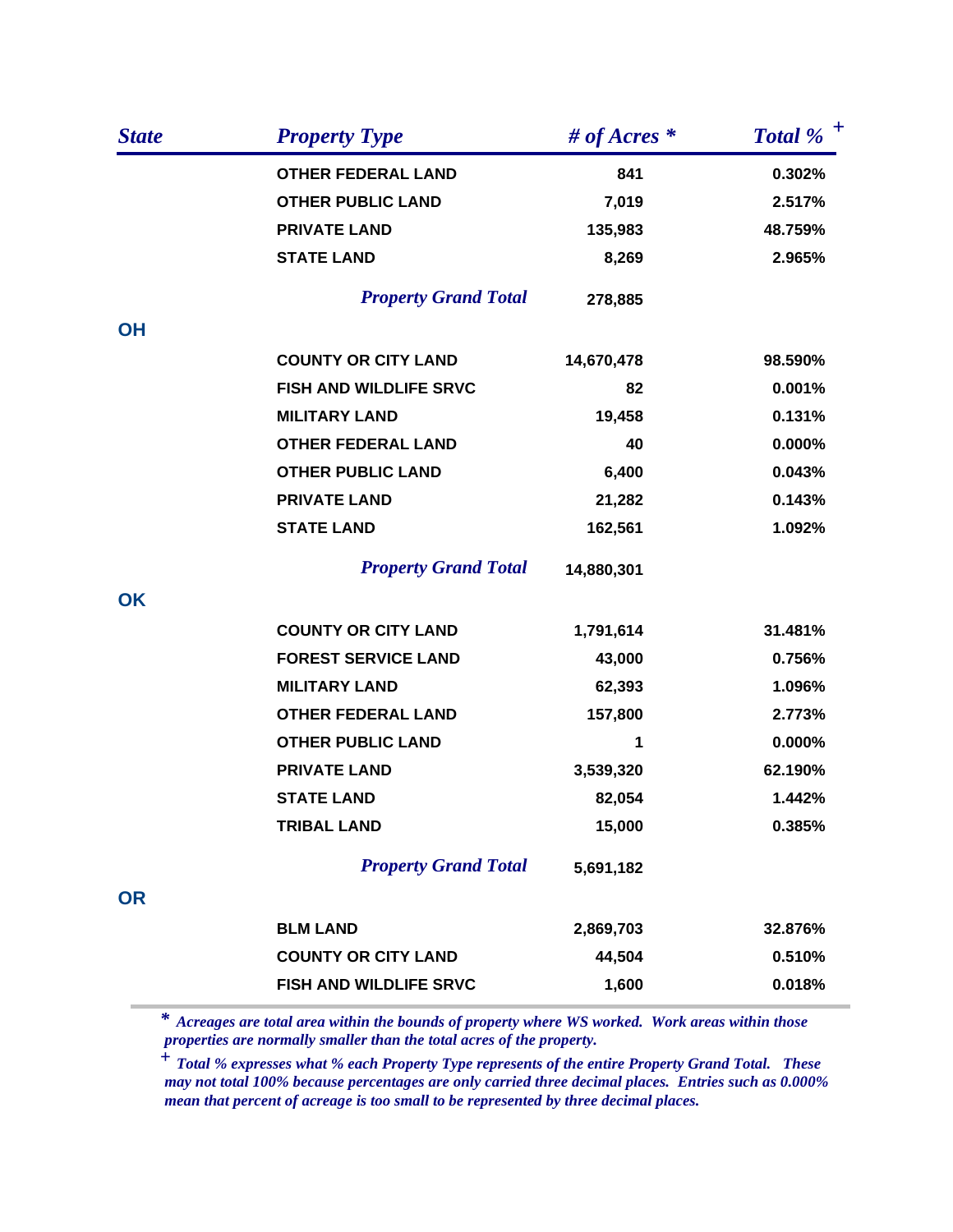| State | Property Type | # of Acres * | Total % + |
|---|---|---|---|
| | OTHER FEDERAL LAND | 841 | 0.302% |
| | OTHER PUBLIC LAND | 7,019 | 2.517% |
| | PRIVATE LAND | 135,983 | 48.759% |
| | STATE LAND | 8,269 | 2.965% |
| | *Property Grand Total* | 278,885 | |
| OH | | | |
| | COUNTY OR CITY LAND | 14,670,478 | 98.590% |
| | FISH AND WILDLIFE SRVC | 82 | 0.001% |
| | MILITARY LAND | 19,458 | 0.131% |
| | OTHER FEDERAL LAND | 40 | 0.000% |
| | OTHER PUBLIC LAND | 6,400 | 0.043% |
| | PRIVATE LAND | 21,282 | 0.143% |
| | STATE LAND | 162,561 | 1.092% |
| | *Property Grand Total* | 14,880,301 | |
| OK | | | |
| | COUNTY OR CITY LAND | 1,791,614 | 31.481% |
| | FOREST SERVICE LAND | 43,000 | 0.756% |
| | MILITARY LAND | 62,393 | 1.096% |
| | OTHER FEDERAL LAND | 157,800 | 2.773% |
| | OTHER PUBLIC LAND | 1 | 0.000% |
| | PRIVATE LAND | 3,539,320 | 62.190% |
| | STATE LAND | 82,054 | 1.442% |
| | TRIBAL LAND | 15,000 | 0.385% |
| | *Property Grand Total* | 5,691,182 | |
| OR | | | |
| | BLM LAND | 2,869,703 | 32.876% |
| | COUNTY OR CITY LAND | 44,504 | 0.510% |
| | FISH AND WILDLIFE SRVC | 1,600 | 0.018% |

\* *Acreages are total area within the bounds of property where WS worked. Work areas within those properties are normally smaller than the total acres of the property.*

\+ *Total % expresses what % each Property Type represents of the entire Property Grand Total. These may not total 100% because percentages are only carried three decimal places. Entries such as 0.000% mean that percent of acreage is too small to be represented by three decimal places.*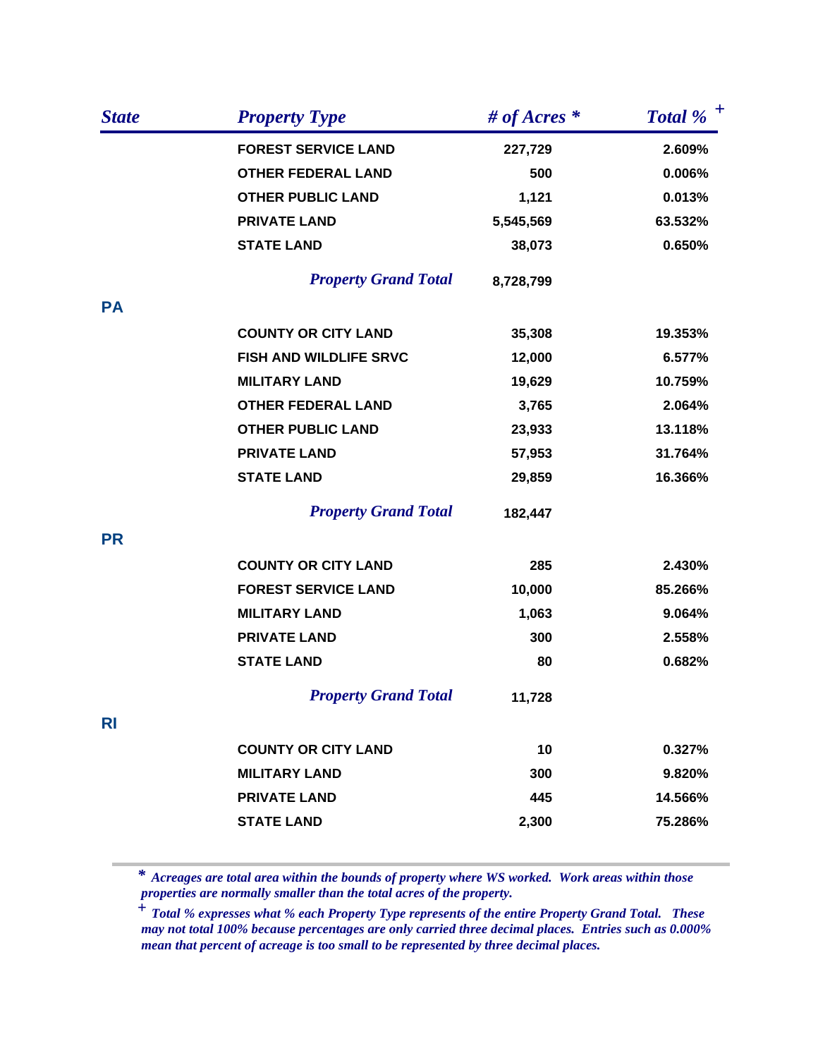| State | Property Type | # of Acres * | Total % + |
|---|---|---|---|
| | FOREST SERVICE LAND | 227,729 | 2.609% |
| | OTHER FEDERAL LAND | 500 | 0.006% |
| | OTHER PUBLIC LAND | 1,121 | 0.013% |
| | PRIVATE LAND | 5,545,569 | 63.532% |
| | STATE LAND | 38,073 | 0.650% |
| | ***Property Grand Total*** | 8,728,799 | |
| **PA** | | | |
| | COUNTY OR CITY LAND | 35,308 | 19.353% |
| | FISH AND WILDLIFE SRVC | 12,000 | 6.577% |
| | MILITARY LAND | 19,629 | 10.759% |
| | OTHER FEDERAL LAND | 3,765 | 2.064% |
| | OTHER PUBLIC LAND | 23,933 | 13.118% |
| | PRIVATE LAND | 57,953 | 31.764% |
| | STATE LAND | 29,859 | 16.366% |
| | ***Property Grand Total*** | 182,447 | |
| **PR** | | | |
| | COUNTY OR CITY LAND | 285 | 2.430% |
| | FOREST SERVICE LAND | 10,000 | 85.266% |
| | MILITARY LAND | 1,063 | 9.064% |
| | PRIVATE LAND | 300 | 2.558% |
| | STATE LAND | 80 | 0.682% |
| | ***Property Grand Total*** | 11,728 | |
| **RI** | | | |
| | COUNTY OR CITY LAND | 10 | 0.327% |
| | MILITARY LAND | 300 | 9.820% |
| | PRIVATE LAND | 445 | 14.566% |
| | STATE LAND | 2,300 | 75.286% |

*\* Acreages are total area within the bounds of property where WS worked. Work areas within those properties are normally smaller than the total acres of the property.*

*+ Total % expresses what % each Property Type represents of the entire Property Grand Total. These may not total 100% because percentages are only carried three decimal places. Entries such as 0.000% mean that percent of acreage is too small to be represented by three decimal places.*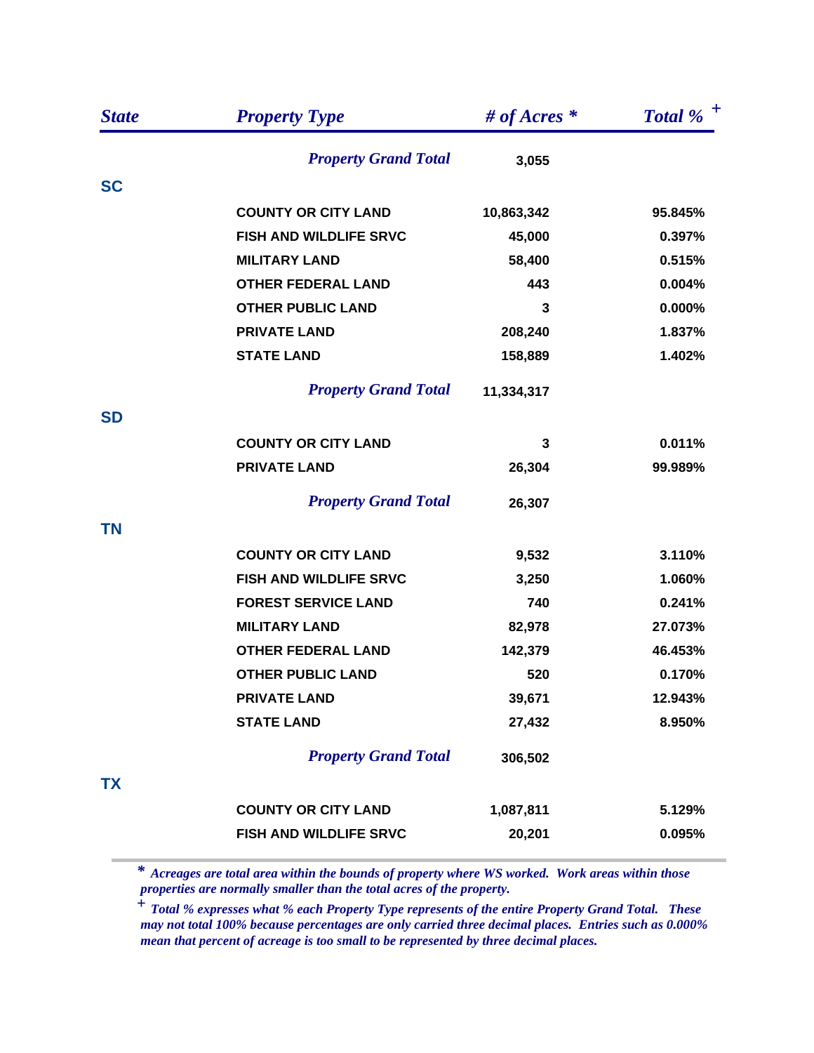| State | Property Type | # of Acres * | Total % + |
|---|---|---|---|
| | *Property Grand Total* | 3,055 | |
| **SC** | | | |
| | COUNTY OR CITY LAND | 10,863,342 | 95.845% |
| | FISH AND WILDLIFE SRVC | 45,000 | 0.397% |
| | MILITARY LAND | 58,400 | 0.515% |
| | OTHER FEDERAL LAND | 443 | 0.004% |
| | OTHER PUBLIC LAND | 3 | 0.000% |
| | PRIVATE LAND | 208,240 | 1.837% |
| | STATE LAND | 158,889 | 1.402% |
| | *Property Grand Total* | 11,334,317 | |
| **SD** | | | |
| | COUNTY OR CITY LAND | 3 | 0.011% |
| | PRIVATE LAND | 26,304 | 99.989% |
| | *Property Grand Total* | 26,307 | |
| **TN** | | | |
| | COUNTY OR CITY LAND | 9,532 | 3.110% |
| | FISH AND WILDLIFE SRVC | 3,250 | 1.060% |
| | FOREST SERVICE LAND | 740 | 0.241% |
| | MILITARY LAND | 82,978 | 27.073% |
| | OTHER FEDERAL LAND | 142,379 | 46.453% |
| | OTHER PUBLIC LAND | 520 | 0.170% |
| | PRIVATE LAND | 39,671 | 12.943% |
| | STATE LAND | 27,432 | 8.950% |
| | *Property Grand Total* | 306,502 | |
| **TX** | | | |
| | COUNTY OR CITY LAND | 1,087,811 | 5.129% |
| | FISH AND WILDLIFE SRVC | 20,201 | 0.095% |

*\* Acreages are total area within the bounds of property where WS worked. Work areas within those properties are normally smaller than the total acres of the property.*

*+ Total % expresses what % each Property Type represents of the entire Property Grand Total. These may not total 100% because percentages are only carried three decimal places. Entries such as 0.000% mean that percent of acreage is too small to be represented by three decimal places.*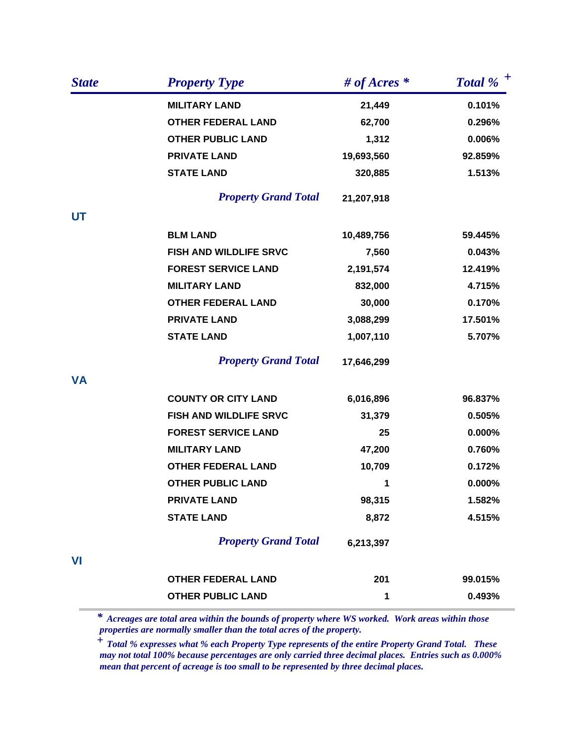| State | Property Type | # of Acres * | Total % + |
|---|---|---|---|
| | MILITARY LAND | 21,449 | 0.101% |
| | OTHER FEDERAL LAND | 62,700 | 0.296% |
| | OTHER PUBLIC LAND | 1,312 | 0.006% |
| | PRIVATE LAND | 19,693,560 | 92.859% |
| | STATE LAND | 320,885 | 1.513% |
| | *Property Grand Total* | 21,207,918 | |
| UT | | | |
| | BLM LAND | 10,489,756 | 59.445% |
| | FISH AND WILDLIFE SRVC | 7,560 | 0.043% |
| | FOREST SERVICE LAND | 2,191,574 | 12.419% |
| | MILITARY LAND | 832,000 | 4.715% |
| | OTHER FEDERAL LAND | 30,000 | 0.170% |
| | PRIVATE LAND | 3,088,299 | 17.501% |
| | STATE LAND | 1,007,110 | 5.707% |
| | *Property Grand Total* | 17,646,299 | |
| VA | | | |
| | COUNTY OR CITY LAND | 6,016,896 | 96.837% |
| | FISH AND WILDLIFE SRVC | 31,379 | 0.505% |
| | FOREST SERVICE LAND | 25 | 0.000% |
| | MILITARY LAND | 47,200 | 0.760% |
| | OTHER FEDERAL LAND | 10,709 | 0.172% |
| | OTHER PUBLIC LAND | 1 | 0.000% |
| | PRIVATE LAND | 98,315 | 1.582% |
| | STATE LAND | 8,872 | 4.515% |
| | *Property Grand Total* | 6,213,397 | |
| VI | | | |
| | OTHER FEDERAL LAND | 201 | 99.015% |
| | OTHER PUBLIC LAND | 1 | 0.493% |

*\* Acreages are total area within the bounds of property where WS worked. Work areas within those properties are normally smaller than the total acres of the property.*

*+ Total % expresses what % each Property Type represents of the entire Property Grand Total. These may not total 100% because percentages are only carried three decimal places. Entries such as 0.000% mean that percent of acreage is too small to be represented by three decimal places.*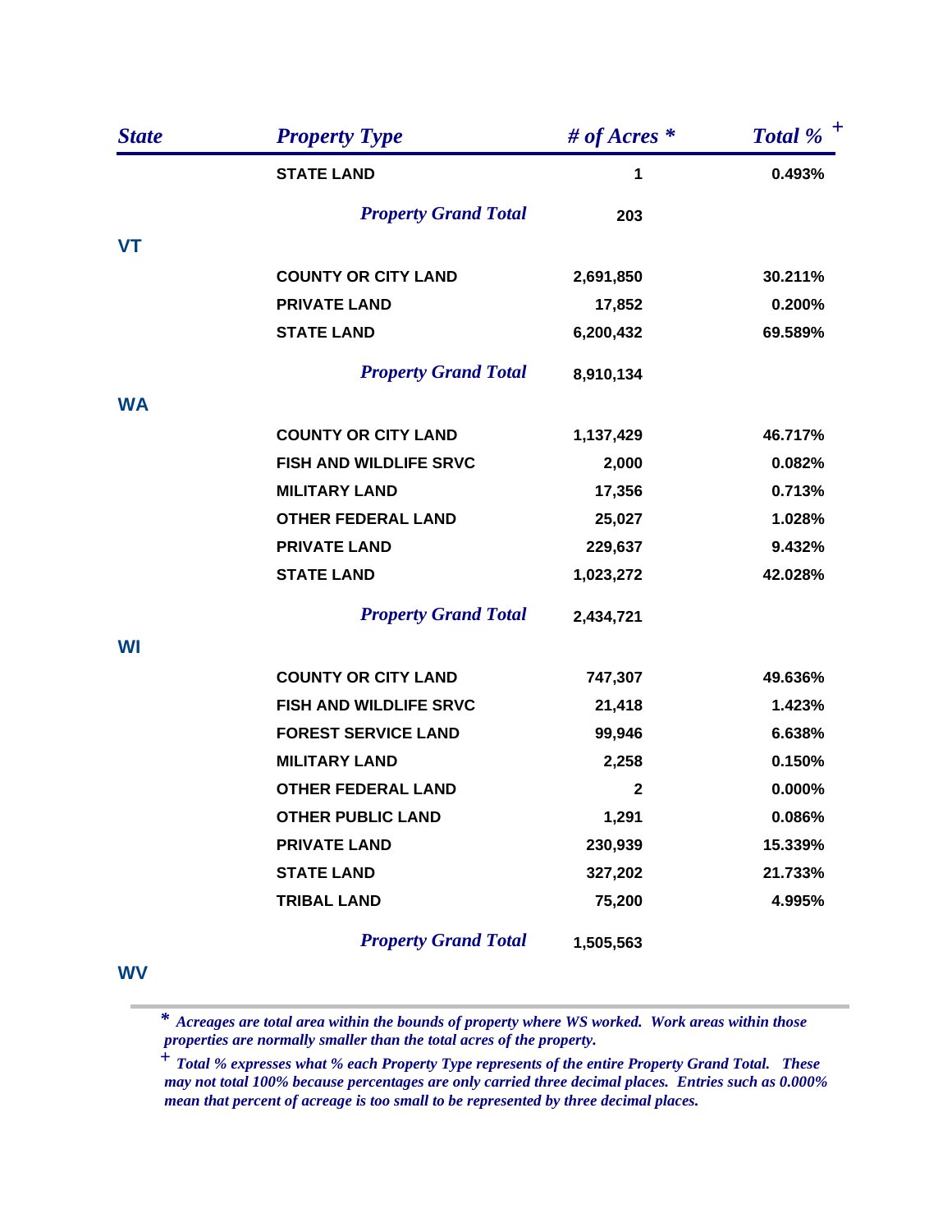| State | Property Type | # of Acres * | Total % + |
|---|---|---|---|
| | STATE LAND | 1 | 0.493% |
| | *Property Grand Total* | 203 | |
| VT | | | |
| | COUNTY OR CITY LAND | 2,691,850 | 30.211% |
| | PRIVATE LAND | 17,852 | 0.200% |
| | STATE LAND | 6,200,432 | 69.589% |
| | *Property Grand Total* | 8,910,134 | |
| WA | | | |
| | COUNTY OR CITY LAND | 1,137,429 | 46.717% |
| | FISH AND WILDLIFE SRVC | 2,000 | 0.082% |
| | MILITARY LAND | 17,356 | 0.713% |
| | OTHER FEDERAL LAND | 25,027 | 1.028% |
| | PRIVATE LAND | 229,637 | 9.432% |
| | STATE LAND | 1,023,272 | 42.028% |
| | *Property Grand Total* | 2,434,721 | |
| WI | | | |
| | COUNTY OR CITY LAND | 747,307 | 49.636% |
| | FISH AND WILDLIFE SRVC | 21,418 | 1.423% |
| | FOREST SERVICE LAND | 99,946 | 6.638% |
| | MILITARY LAND | 2,258 | 0.150% |
| | OTHER FEDERAL LAND | 2 | 0.000% |
| | OTHER PUBLIC LAND | 1,291 | 0.086% |
| | PRIVATE LAND | 230,939 | 15.339% |
| | STATE LAND | 327,202 | 21.733% |
| | TRIBAL LAND | 75,200 | 4.995% |
| | *Property Grand Total* | 1,505,563 | |
| WV | | | |

*\* Acreages are total area within the bounds of property where WS worked. Work areas within those properties are normally smaller than the total acres of the property.*

*+ Total % expresses what % each Property Type represents of the entire Property Grand Total. These may not total 100% because percentages are only carried three decimal places. Entries such as 0.000% mean that percent of acreage is too small to be represented by three decimal places.*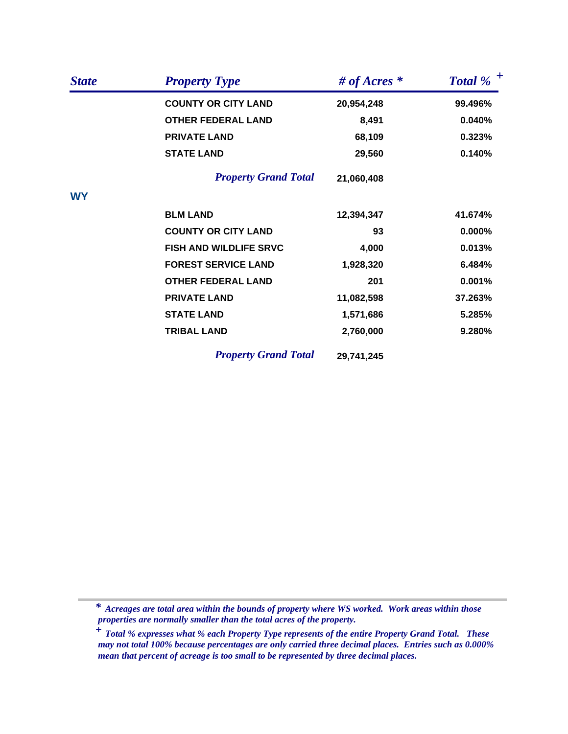| State | Property Type | # of Acres * | Total % + |
|---|---|---|---|
| | COUNTY OR CITY LAND | 20,954,248 | 99.496% |
| | OTHER FEDERAL LAND | 8,491 | 0.040% |
| | PRIVATE LAND | 68,109 | 0.323% |
| | STATE LAND | 29,560 | 0.140% |
| | *Property Grand Total* | 21,060,408 | |
| WY | | | |
| | BLM LAND | 12,394,347 | 41.674% |
| | COUNTY OR CITY LAND | 93 | 0.000% |
| | FISH AND WILDLIFE SRVC | 4,000 | 0.013% |
| | FOREST SERVICE LAND | 1,928,320 | 6.484% |
| | OTHER FEDERAL LAND | 201 | 0.001% |
| | PRIVATE LAND | 11,082,598 | 37.263% |
| | STATE LAND | 1,571,686 | 5.285% |
| | TRIBAL LAND | 2,760,000 | 9.280% |
| | *Property Grand Total* | 29,741,245 | |

*\* Acreages are total area within the bounds of property where WS worked. Work areas within those properties are normally smaller than the total acres of the property.*

*+ Total % expresses what % each Property Type represents of the entire Property Grand Total. These may not total 100% because percentages are only carried three decimal places. Entries such as 0.000% mean that percent of acreage is too small to be represented by three decimal places.*